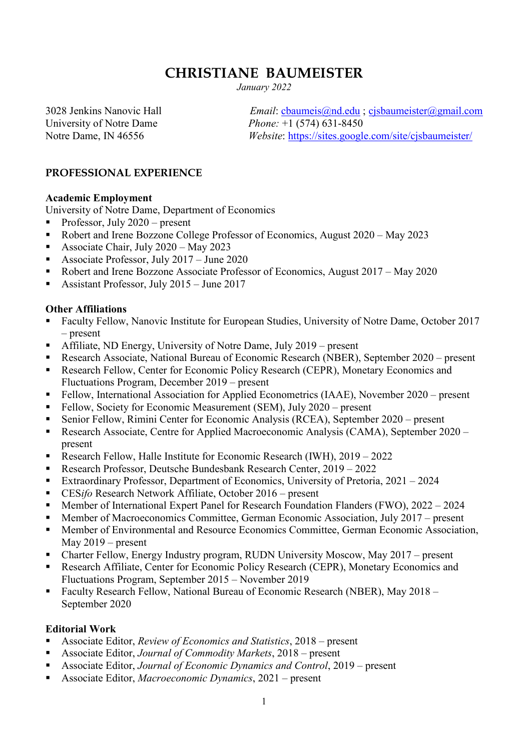# CHRISTIANE BAUMEISTER

*January 2022*

3028 Jenkins Nanovic Hall
University of Notre Dame
Notre Dame, IN 46556

*Email*: cbaumeis@nd.edu ; cjsbaumeister@gmail.com
*Phone:* +1 (574) 631-8450
*Website*: https://sites.google.com/site/cjsbaumeister/

## PROFESSIONAL EXPERIENCE

### Academic Employment

University of Notre Dame, Department of Economics

- Professor, July 2020 – present
- Robert and Irene Bozzone College Professor of Economics, August 2020 – May 2023
- Associate Chair, July 2020 – May 2023
- Associate Professor, July 2017 – June 2020
- Robert and Irene Bozzone Associate Professor of Economics, August 2017 – May 2020
- Assistant Professor, July 2015 – June 2017

### Other Affiliations

- Faculty Fellow, Nanovic Institute for European Studies, University of Notre Dame, October 2017 – present
- Affiliate, ND Energy, University of Notre Dame, July 2019 – present
- Research Associate, National Bureau of Economic Research (NBER), September 2020 – present
- Research Fellow, Center for Economic Policy Research (CEPR), Monetary Economics and Fluctuations Program, December 2019 – present
- Fellow, International Association for Applied Econometrics (IAAE), November 2020 – present
- Fellow, Society for Economic Measurement (SEM), July 2020 – present
- Senior Fellow, Rimini Center for Economic Analysis (RCEA), September 2020 – present
- Research Associate, Centre for Applied Macroeconomic Analysis (CAMA), September 2020 – present
- Research Fellow, Halle Institute for Economic Research (IWH), 2019 – 2022
- Research Professor, Deutsche Bundesbank Research Center, 2019 – 2022
- Extraordinary Professor, Department of Economics, University of Pretoria, 2021 – 2024
- CES*ifo* Research Network Affiliate, October 2016 – present
- Member of International Expert Panel for Research Foundation Flanders (FWO), 2022 – 2024
- Member of Macroeconomics Committee, German Economic Association, July 2017 – present
- Member of Environmental and Resource Economics Committee, German Economic Association, May 2019 – present
- Charter Fellow, Energy Industry program, RUDN University Moscow, May 2017 – present
- Research Affiliate, Center for Economic Policy Research (CEPR), Monetary Economics and Fluctuations Program, September 2015 – November 2019
- Faculty Research Fellow, National Bureau of Economic Research (NBER), May 2018 – September 2020

### Editorial Work

- Associate Editor, *Review of Economics and Statistics*, 2018 – present
- Associate Editor, *Journal of Commodity Markets*, 2018 – present
- Associate Editor, *Journal of Economic Dynamics and Control*, 2019 – present
- Associate Editor, *Macroeconomic Dynamics*, 2021 – present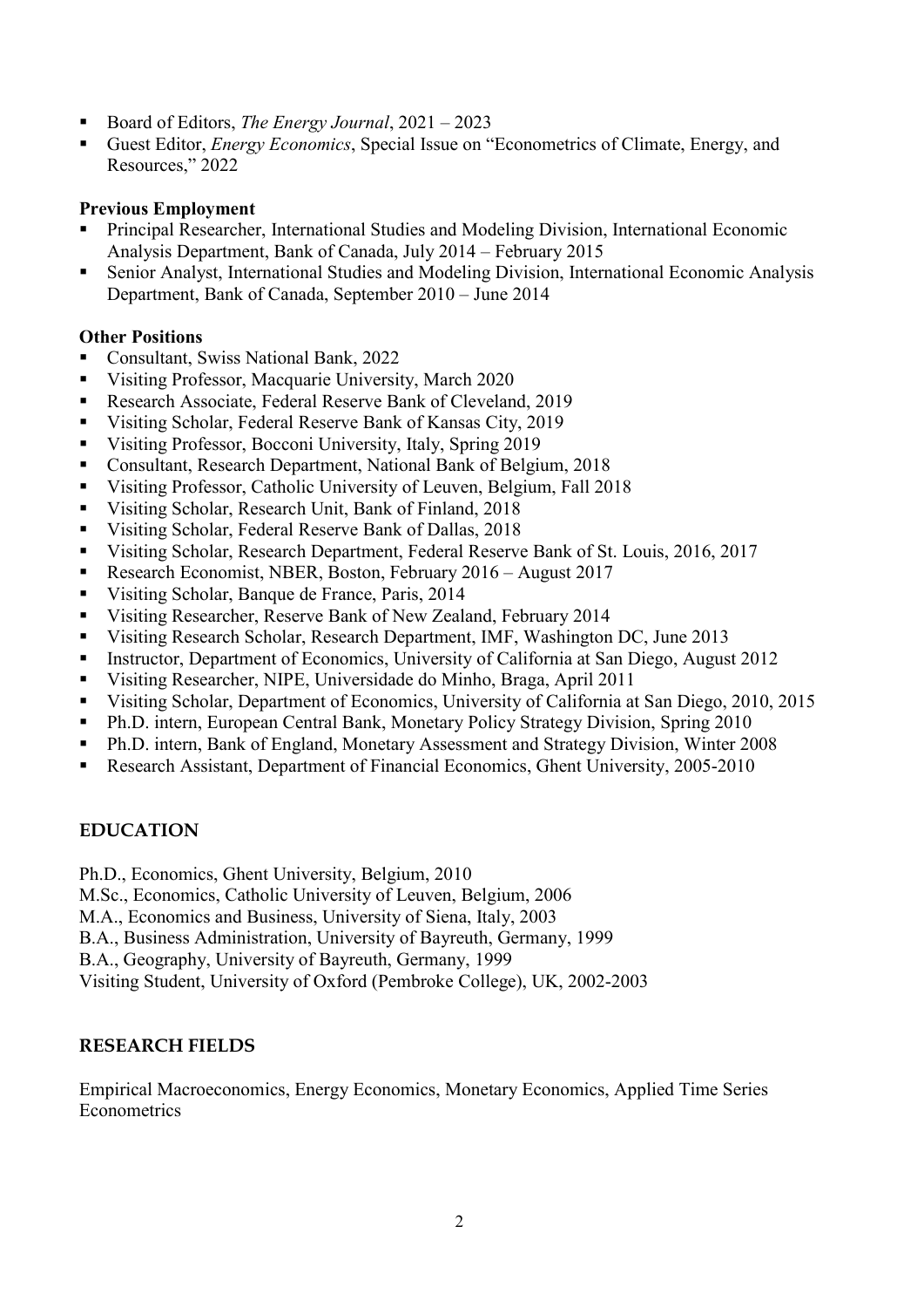- Board of Editors, *The Energy Journal*, 2021 – 2023
- Guest Editor, *Energy Economics*, Special Issue on "Econometrics of Climate, Energy, and Resources," 2022

**Previous Employment**

- Principal Researcher, International Studies and Modeling Division, International Economic Analysis Department, Bank of Canada, July 2014 – February 2015
- Senior Analyst, International Studies and Modeling Division, International Economic Analysis Department, Bank of Canada, September 2010 – June 2014

**Other Positions**

- Consultant, Swiss National Bank, 2022
- Visiting Professor, Macquarie University, March 2020
- Research Associate, Federal Reserve Bank of Cleveland, 2019
- Visiting Scholar, Federal Reserve Bank of Kansas City, 2019
- Visiting Professor, Bocconi University, Italy, Spring 2019
- Consultant, Research Department, National Bank of Belgium, 2018
- Visiting Professor, Catholic University of Leuven, Belgium, Fall 2018
- Visiting Scholar, Research Unit, Bank of Finland, 2018
- Visiting Scholar, Federal Reserve Bank of Dallas, 2018
- Visiting Scholar, Research Department, Federal Reserve Bank of St. Louis, 2016, 2017
- Research Economist, NBER, Boston, February 2016 – August 2017
- Visiting Scholar, Banque de France, Paris, 2014
- Visiting Researcher, Reserve Bank of New Zealand, February 2014
- Visiting Research Scholar, Research Department, IMF, Washington DC, June 2013
- Instructor, Department of Economics, University of California at San Diego, August 2012
- Visiting Researcher, NIPE, Universidade do Minho, Braga, April 2011
- Visiting Scholar, Department of Economics, University of California at San Diego, 2010, 2015
- Ph.D. intern, European Central Bank, Monetary Policy Strategy Division, Spring 2010
- Ph.D. intern, Bank of England, Monetary Assessment and Strategy Division, Winter 2008
- Research Assistant, Department of Financial Economics, Ghent University, 2005-2010

## EDUCATION

Ph.D., Economics, Ghent University, Belgium, 2010
M.Sc., Economics, Catholic University of Leuven, Belgium, 2006
M.A., Economics and Business, University of Siena, Italy, 2003
B.A., Business Administration, University of Bayreuth, Germany, 1999
B.A., Geography, University of Bayreuth, Germany, 1999
Visiting Student, University of Oxford (Pembroke College), UK, 2002-2003

## RESEARCH FIELDS

Empirical Macroeconomics, Energy Economics, Monetary Economics, Applied Time Series Econometrics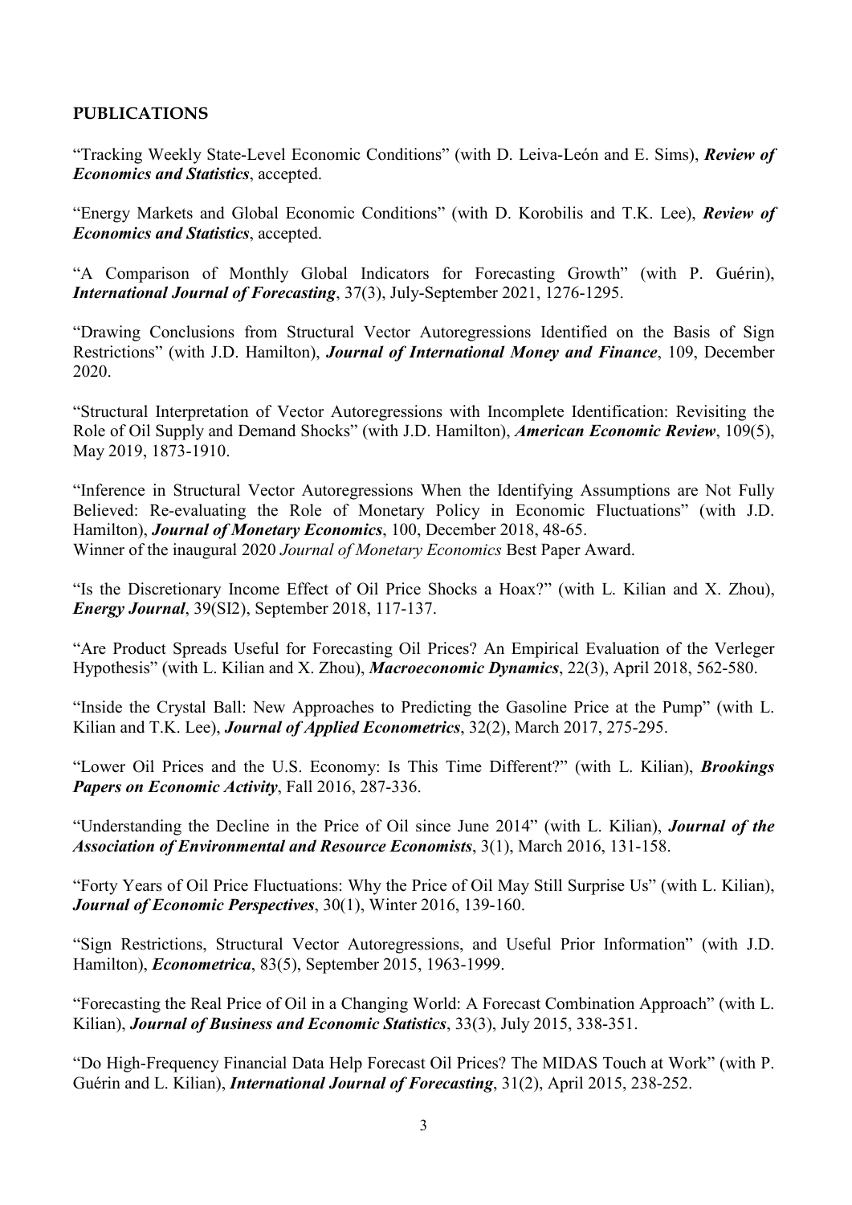**PUBLICATIONS**

"Tracking Weekly State-Level Economic Conditions" (with D. Leiva-León and E. Sims), ***Review of Economics and Statistics***, accepted.

"Energy Markets and Global Economic Conditions" (with D. Korobilis and T.K. Lee), ***Review of Economics and Statistics***, accepted.

"A Comparison of Monthly Global Indicators for Forecasting Growth" (with P. Guérin), ***International Journal of Forecasting***, 37(3), July-September 2021, 1276-1295.

"Drawing Conclusions from Structural Vector Autoregressions Identified on the Basis of Sign Restrictions" (with J.D. Hamilton), ***Journal of International Money and Finance***, 109, December 2020.

"Structural Interpretation of Vector Autoregressions with Incomplete Identification: Revisiting the Role of Oil Supply and Demand Shocks" (with J.D. Hamilton), ***American Economic Review***, 109(5), May 2019, 1873-1910.

"Inference in Structural Vector Autoregressions When the Identifying Assumptions are Not Fully Believed: Re-evaluating the Role of Monetary Policy in Economic Fluctuations" (with J.D. Hamilton), ***Journal of Monetary Economics***, 100, December 2018, 48-65.
Winner of the inaugural 2020 *Journal of Monetary Economics* Best Paper Award.

"Is the Discretionary Income Effect of Oil Price Shocks a Hoax?" (with L. Kilian and X. Zhou), ***Energy Journal***, 39(SI2), September 2018, 117-137.

"Are Product Spreads Useful for Forecasting Oil Prices? An Empirical Evaluation of the Verleger Hypothesis" (with L. Kilian and X. Zhou), ***Macroeconomic Dynamics***, 22(3), April 2018, 562-580.

"Inside the Crystal Ball: New Approaches to Predicting the Gasoline Price at the Pump" (with L. Kilian and T.K. Lee), ***Journal of Applied Econometrics***, 32(2), March 2017, 275-295.

"Lower Oil Prices and the U.S. Economy: Is This Time Different?" (with L. Kilian), ***Brookings Papers on Economic Activity***, Fall 2016, 287-336.

"Understanding the Decline in the Price of Oil since June 2014" (with L. Kilian), ***Journal of the Association of Environmental and Resource Economists***, 3(1), March 2016, 131-158.

"Forty Years of Oil Price Fluctuations: Why the Price of Oil May Still Surprise Us" (with L. Kilian), ***Journal of Economic Perspectives***, 30(1), Winter 2016, 139-160.

"Sign Restrictions, Structural Vector Autoregressions, and Useful Prior Information" (with J.D. Hamilton), ***Econometrica***, 83(5), September 2015, 1963-1999.

"Forecasting the Real Price of Oil in a Changing World: A Forecast Combination Approach" (with L. Kilian), ***Journal of Business and Economic Statistics***, 33(3), July 2015, 338-351.

"Do High-Frequency Financial Data Help Forecast Oil Prices? The MIDAS Touch at Work" (with P. Guérin and L. Kilian), ***International Journal of Forecasting***, 31(2), April 2015, 238-252.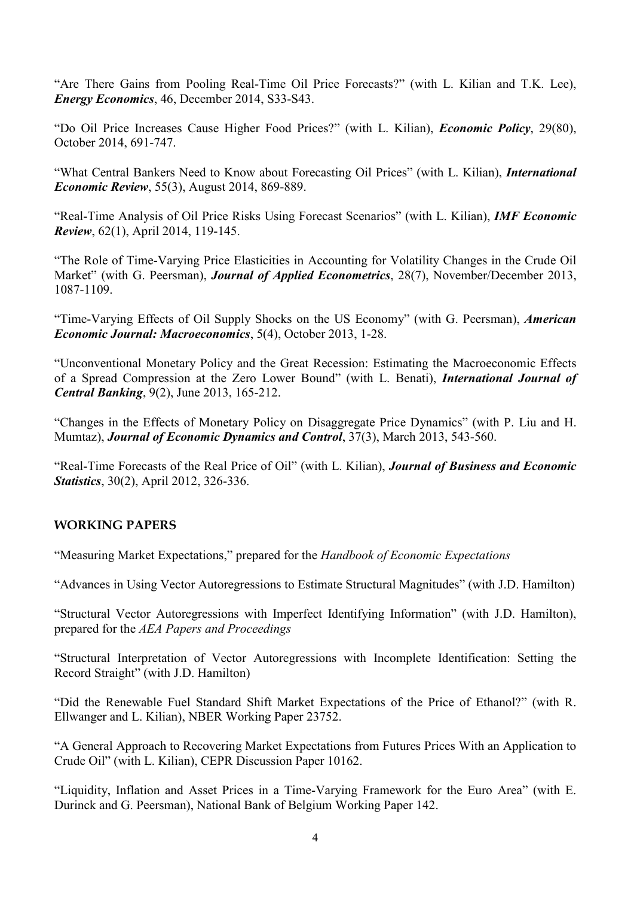“Are There Gains from Pooling Real-Time Oil Price Forecasts?” (with L. Kilian and T.K. Lee), ***Energy Economics***, 46, December 2014, S33-S43.

“Do Oil Price Increases Cause Higher Food Prices?” (with L. Kilian), ***Economic Policy***, 29(80), October 2014, 691-747.

“What Central Bankers Need to Know about Forecasting Oil Prices” (with L. Kilian), ***International Economic Review***, 55(3), August 2014, 869-889.

“Real-Time Analysis of Oil Price Risks Using Forecast Scenarios” (with L. Kilian), ***IMF Economic Review***, 62(1), April 2014, 119-145.

“The Role of Time-Varying Price Elasticities in Accounting for Volatility Changes in the Crude Oil Market” (with G. Peersman), ***Journal of Applied Econometrics***, 28(7), November/December 2013, 1087-1109.

“Time-Varying Effects of Oil Supply Shocks on the US Economy” (with G. Peersman), ***American Economic Journal: Macroeconomics***, 5(4), October 2013, 1-28.

“Unconventional Monetary Policy and the Great Recession: Estimating the Macroeconomic Effects of a Spread Compression at the Zero Lower Bound” (with L. Benati), ***International Journal of Central Banking***, 9(2), June 2013, 165-212.

“Changes in the Effects of Monetary Policy on Disaggregate Price Dynamics” (with P. Liu and H. Mumtaz), ***Journal of Economic Dynamics and Control***, 37(3), March 2013, 543-560.

“Real-Time Forecasts of the Real Price of Oil” (with L. Kilian), ***Journal of Business and Economic Statistics***, 30(2), April 2012, 326-336.

## WORKING PAPERS

“Measuring Market Expectations,” prepared for the *Handbook of Economic Expectations*

“Advances in Using Vector Autoregressions to Estimate Structural Magnitudes” (with J.D. Hamilton)

“Structural Vector Autoregressions with Imperfect Identifying Information” (with J.D. Hamilton), prepared for the *AEA Papers and Proceedings*

“Structural Interpretation of Vector Autoregressions with Incomplete Identification: Setting the Record Straight” (with J.D. Hamilton)

“Did the Renewable Fuel Standard Shift Market Expectations of the Price of Ethanol?” (with R. Ellwanger and L. Kilian), NBER Working Paper 23752.

“A General Approach to Recovering Market Expectations from Futures Prices With an Application to Crude Oil” (with L. Kilian), CEPR Discussion Paper 10162.

“Liquidity, Inflation and Asset Prices in a Time-Varying Framework for the Euro Area” (with E. Durinck and G. Peersman), National Bank of Belgium Working Paper 142.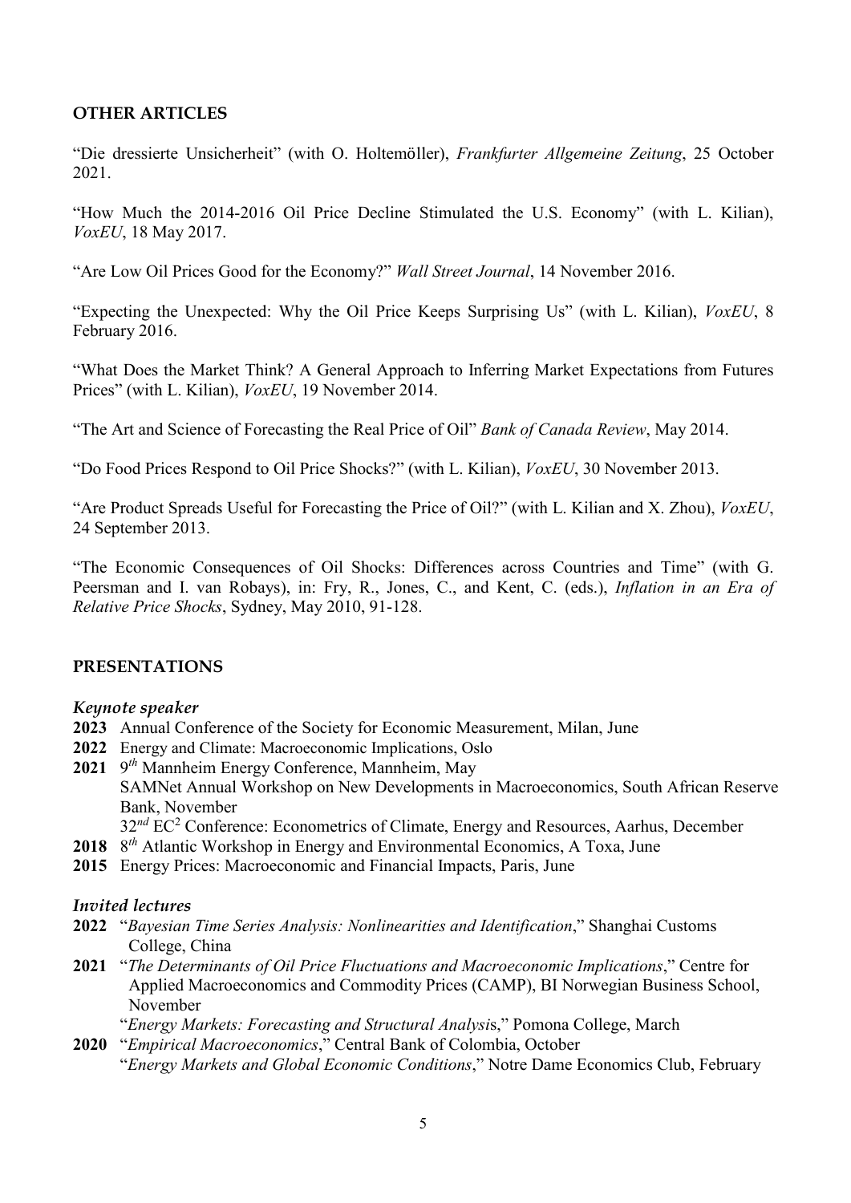## OTHER ARTICLES

"Die dressierte Unsicherheit" (with O. Holtemöller), *Frankfurter Allgemeine Zeitung*, 25 October 2021.

"How Much the 2014-2016 Oil Price Decline Stimulated the U.S. Economy" (with L. Kilian), *VoxEU*, 18 May 2017.

"Are Low Oil Prices Good for the Economy?" *Wall Street Journal*, 14 November 2016.

"Expecting the Unexpected: Why the Oil Price Keeps Surprising Us" (with L. Kilian), *VoxEU*, 8 February 2016.

"What Does the Market Think? A General Approach to Inferring Market Expectations from Futures Prices" (with L. Kilian), *VoxEU*, 19 November 2014.

"The Art and Science of Forecasting the Real Price of Oil" *Bank of Canada Review*, May 2014.

"Do Food Prices Respond to Oil Price Shocks?" (with L. Kilian), *VoxEU*, 30 November 2013.

"Are Product Spreads Useful for Forecasting the Price of Oil?" (with L. Kilian and X. Zhou), *VoxEU*, 24 September 2013.

"The Economic Consequences of Oil Shocks: Differences across Countries and Time" (with G. Peersman and I. van Robays), in: Fry, R., Jones, C., and Kent, C. (eds.), *Inflation in an Era of Relative Price Shocks*, Sydney, May 2010, 91-128.

## PRESENTATIONS

### *Keynote speaker*

**2023** Annual Conference of the Society for Economic Measurement, Milan, June
**2022** Energy and Climate: Macroeconomic Implications, Oslo
**2021** 9th Mannheim Energy Conference, Mannheim, May
SAMNet Annual Workshop on New Developments in Macroeconomics, South African Reserve Bank, November
32nd $EC^2$ Conference: Econometrics of Climate, Energy and Resources, Aarhus, December
**2018** 8th Atlantic Workshop in Energy and Environmental Economics, A Toxa, June
**2015** Energy Prices: Macroeconomic and Financial Impacts, Paris, June

### *Invited lectures*

**2022** "*Bayesian Time Series Analysis: Nonlinearities and Identification*," Shanghai Customs College, China
**2021** "*The Determinants of Oil Price Fluctuations and Macroeconomic Implications*," Centre for Applied Macroeconomics and Commodity Prices (CAMP), BI Norwegian Business School, November
"*Energy Markets: Forecasting and Structural Analysis*," Pomona College, March
**2020** "*Empirical Macroeconomics*," Central Bank of Colombia, October
"*Energy Markets and Global Economic Conditions*," Notre Dame Economics Club, February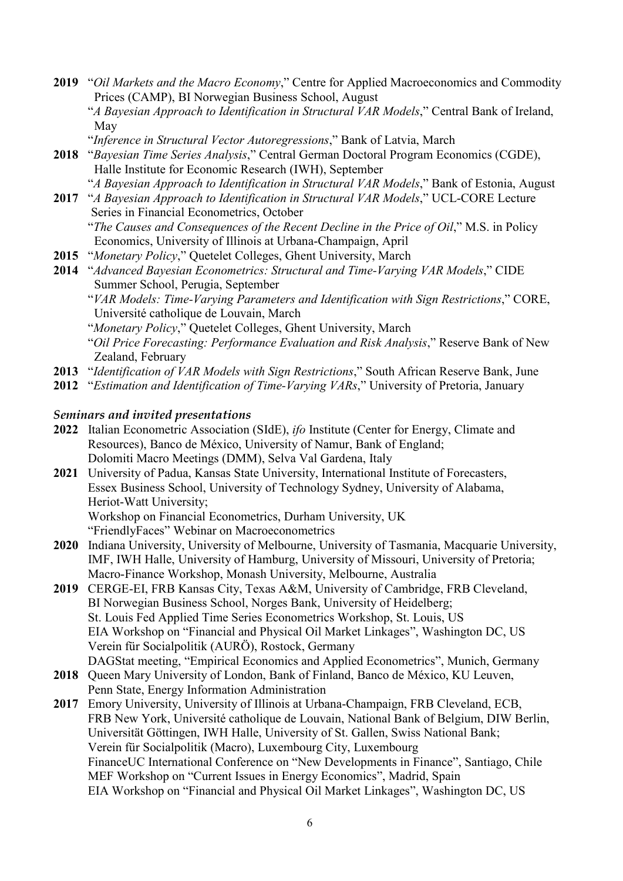**2019** "*Oil Markets and the Macro Economy*," Centre for Applied Macroeconomics and Commodity Prices (CAMP), BI Norwegian Business School, August
"*A Bayesian Approach to Identification in Structural VAR Models*," Central Bank of Ireland, May
"*Inference in Structural Vector Autoregressions*," Bank of Latvia, March

**2018** "*Bayesian Time Series Analysis*," Central German Doctoral Program Economics (CGDE), Halle Institute for Economic Research (IWH), September
"*A Bayesian Approach to Identification in Structural VAR Models*," Bank of Estonia, August

**2017** "*A Bayesian Approach to Identification in Structural VAR Models*," UCL-CORE Lecture Series in Financial Econometrics, October
"*The Causes and Consequences of the Recent Decline in the Price of Oil*," M.S. in Policy Economics, University of Illinois at Urbana-Champaign, April

**2015** "*Monetary Policy*," Quetelet Colleges, Ghent University, March

**2014** "*Advanced Bayesian Econometrics: Structural and Time-Varying VAR Models*," CIDE Summer School, Perugia, September
"*VAR Models: Time-Varying Parameters and Identification with Sign Restrictions*," CORE, Université catholique de Louvain, March
"*Monetary Policy*," Quetelet Colleges, Ghent University, March
"*Oil Price Forecasting: Performance Evaluation and Risk Analysis*," Reserve Bank of New Zealand, February

**2013** "*Identification of VAR Models with Sign Restrictions*," South African Reserve Bank, June

**2012** "*Estimation and Identification of Time-Varying VARs*," University of Pretoria, January

### *Seminars and invited presentations*

**2022** Italian Econometric Association (SIdE), *ifo* Institute (Center for Energy, Climate and Resources), Banco de México, University of Namur, Bank of England;
Dolomiti Macro Meetings (DMM), Selva Val Gardena, Italy

**2021** University of Padua, Kansas State University, International Institute of Forecasters, Essex Business School, University of Technology Sydney, University of Alabama, Heriot-Watt University;
Workshop on Financial Econometrics, Durham University, UK
"FriendlyFaces" Webinar on Macroeconometrics

**2020** Indiana University, University of Melbourne, University of Tasmania, Macquarie University, IMF, IWH Halle, University of Hamburg, University of Missouri, University of Pretoria;
Macro-Finance Workshop, Monash University, Melbourne, Australia

**2019** CERGE-EI, FRB Kansas City, Texas A&M, University of Cambridge, FRB Cleveland, BI Norwegian Business School, Norges Bank, University of Heidelberg;
St. Louis Fed Applied Time Series Econometrics Workshop, St. Louis, US
EIA Workshop on "Financial and Physical Oil Market Linkages", Washington DC, US
Verein für Socialpolitik (AURÖ), Rostock, Germany
DAGStat meeting, "Empirical Economics and Applied Econometrics", Munich, Germany

**2018** Queen Mary University of London, Bank of Finland, Banco de México, KU Leuven, Penn State, Energy Information Administration

**2017** Emory University, University of Illinois at Urbana-Champaign, FRB Cleveland, ECB, FRB New York, Université catholique de Louvain, National Bank of Belgium, DIW Berlin, Universität Göttingen, IWH Halle, University of St. Gallen, Swiss National Bank;
Verein für Socialpolitik (Macro), Luxembourg City, Luxembourg
FinanceUC International Conference on "New Developments in Finance", Santiago, Chile
MEF Workshop on "Current Issues in Energy Economics", Madrid, Spain
EIA Workshop on "Financial and Physical Oil Market Linkages", Washington DC, US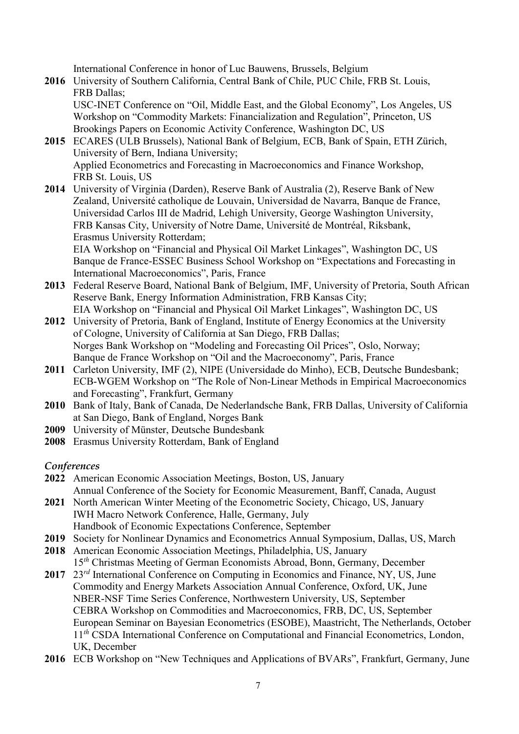International Conference in honor of Luc Bauwens, Brussels, Belgium

**2016** University of Southern California, Central Bank of Chile, PUC Chile, FRB St. Louis, FRB Dallas;
USC-INET Conference on "Oil, Middle East, and the Global Economy", Los Angeles, US
Workshop on "Commodity Markets: Financialization and Regulation", Princeton, US
Brookings Papers on Economic Activity Conference, Washington DC, US

**2015** ECARES (ULB Brussels), National Bank of Belgium, ECB, Bank of Spain, ETH Zürich, University of Bern, Indiana University;
Applied Econometrics and Forecasting in Macroeconomics and Finance Workshop, FRB St. Louis, US

**2014** University of Virginia (Darden), Reserve Bank of Australia (2), Reserve Bank of New Zealand, Université catholique de Louvain, Universidad de Navarra, Banque de France, Universidad Carlos III de Madrid, Lehigh University, George Washington University, FRB Kansas City, University of Notre Dame, Université de Montréal, Riksbank, Erasmus University Rotterdam;
EIA Workshop on "Financial and Physical Oil Market Linkages", Washington DC, US
Banque de France-ESSEC Business School Workshop on "Expectations and Forecasting in International Macroeconomics", Paris, France

**2013** Federal Reserve Board, National Bank of Belgium, IMF, University of Pretoria, South African Reserve Bank, Energy Information Administration, FRB Kansas City;
EIA Workshop on "Financial and Physical Oil Market Linkages", Washington DC, US

**2012** University of Pretoria, Bank of England, Institute of Energy Economics at the University of Cologne, University of California at San Diego, FRB Dallas;
Norges Bank Workshop on "Modeling and Forecasting Oil Prices", Oslo, Norway;
Banque de France Workshop on "Oil and the Macroeconomy", Paris, France

**2011** Carleton University, IMF (2), NIPE (Universidade do Minho), ECB, Deutsche Bundesbank;
ECB-WGEM Workshop on "The Role of Non-Linear Methods in Empirical Macroeconomics and Forecasting", Frankfurt, Germany

**2010** Bank of Italy, Bank of Canada, De Nederlandsche Bank, FRB Dallas, University of California at San Diego, Bank of England, Norges Bank

**2009** University of Münster, Deutsche Bundesbank

**2008** Erasmus University Rotterdam, Bank of England

### *Conferences*

**2022** American Economic Association Meetings, Boston, US, January
Annual Conference of the Society for Economic Measurement, Banff, Canada, August

**2021** North American Winter Meeting of the Econometric Society, Chicago, US, January
IWH Macro Network Conference, Halle, Germany, July
Handbook of Economic Expectations Conference, September

**2019** Society for Nonlinear Dynamics and Econometrics Annual Symposium, Dallas, US, March

**2018** American Economic Association Meetings, Philadelphia, US, January
15th Christmas Meeting of German Economists Abroad, Bonn, Germany, December

**2017** 23rd International Conference on Computing in Economics and Finance, NY, US, June
Commodity and Energy Markets Association Annual Conference, Oxford, UK, June
NBER-NSF Time Series Conference, Northwestern University, US, September
CEBRA Workshop on Commodities and Macroeconomics, FRB, DC, US, September
European Seminar on Bayesian Econometrics (ESOBE), Maastricht, The Netherlands, October
11th CSDA International Conference on Computational and Financial Econometrics, London, UK, December

**2016** ECB Workshop on "New Techniques and Applications of BVARs", Frankfurt, Germany, June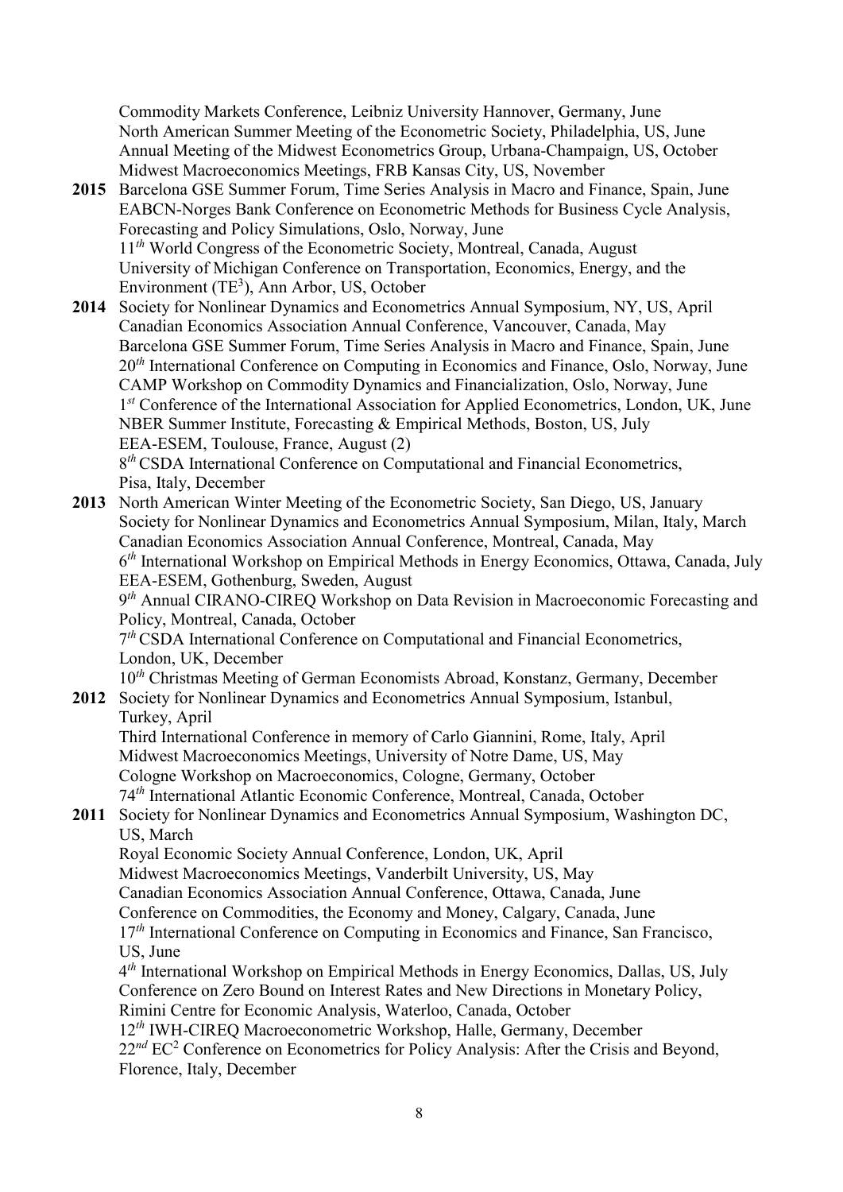Commodity Markets Conference, Leibniz University Hannover, Germany, June
North American Summer Meeting of the Econometric Society, Philadelphia, US, June
Annual Meeting of the Midwest Econometrics Group, Urbana-Champaign, US, October
Midwest Macroeconomics Meetings, FRB Kansas City, US, November

**2015** Barcelona GSE Summer Forum, Time Series Analysis in Macro and Finance, Spain, June
EABCN-Norges Bank Conference on Econometric Methods for Business Cycle Analysis, Forecasting and Policy Simulations, Oslo, Norway, June
11*th* World Congress of the Econometric Society, Montreal, Canada, August
University of Michigan Conference on Transportation, Economics, Energy, and the Environment ($TE^3$), Ann Arbor, US, October

**2014** Society for Nonlinear Dynamics and Econometrics Annual Symposium, NY, US, April
Canadian Economics Association Annual Conference, Vancouver, Canada, May
Barcelona GSE Summer Forum, Time Series Analysis in Macro and Finance, Spain, June
20*th* International Conference on Computing in Economics and Finance, Oslo, Norway, June
CAMP Workshop on Commodity Dynamics and Financialization, Oslo, Norway, June
1*st* Conference of the International Association for Applied Econometrics, London, UK, June
NBER Summer Institute, Forecasting & Empirical Methods, Boston, US, July
EEA-ESEM, Toulouse, France, August (2)
8*th* CSDA International Conference on Computational and Financial Econometrics, Pisa, Italy, December

**2013** North American Winter Meeting of the Econometric Society, San Diego, US, January
Society for Nonlinear Dynamics and Econometrics Annual Symposium, Milan, Italy, March
Canadian Economics Association Annual Conference, Montreal, Canada, May
6*th* International Workshop on Empirical Methods in Energy Economics, Ottawa, Canada, July
EEA-ESEM, Gothenburg, Sweden, August
9*th* Annual CIRANO-CIREQ Workshop on Data Revision in Macroeconomic Forecasting and Policy, Montreal, Canada, October
7*th* CSDA International Conference on Computational and Financial Econometrics, London, UK, December
10*th* Christmas Meeting of German Economists Abroad, Konstanz, Germany, December

**2012** Society for Nonlinear Dynamics and Econometrics Annual Symposium, Istanbul, Turkey, April
Third International Conference in memory of Carlo Giannini, Rome, Italy, April
Midwest Macroeconomics Meetings, University of Notre Dame, US, May
Cologne Workshop on Macroeconomics, Cologne, Germany, October
74*th* International Atlantic Economic Conference, Montreal, Canada, October

**2011** Society for Nonlinear Dynamics and Econometrics Annual Symposium, Washington DC, US, March
Royal Economic Society Annual Conference, London, UK, April
Midwest Macroeconomics Meetings, Vanderbilt University, US, May
Canadian Economics Association Annual Conference, Ottawa, Canada, June
Conference on Commodities, the Economy and Money, Calgary, Canada, June
17*th* International Conference on Computing in Economics and Finance, San Francisco, US, June
4*th* International Workshop on Empirical Methods in Energy Economics, Dallas, US, July
Conference on Zero Bound on Interest Rates and New Directions in Monetary Policy, Rimini Centre for Economic Analysis, Waterloo, Canada, October
12*th* IWH-CIREQ Macroeconometric Workshop, Halle, Germany, December
22*nd* $EC^2$ Conference on Econometrics for Policy Analysis: After the Crisis and Beyond, Florence, Italy, December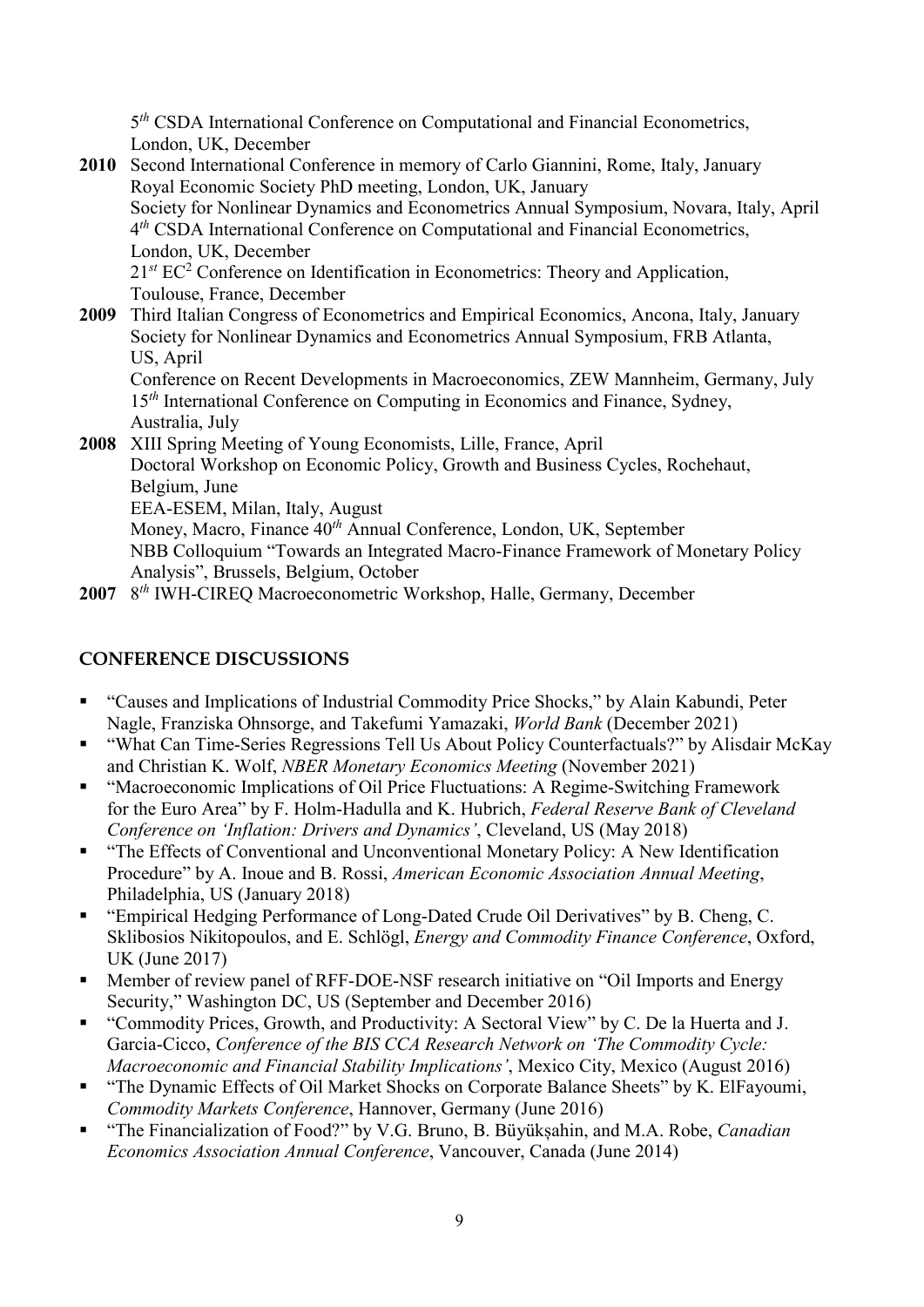5th CSDA International Conference on Computational and Financial Econometrics, London, UK, December

**2010** Second International Conference in memory of Carlo Giannini, Rome, Italy, January
Royal Economic Society PhD meeting, London, UK, January
Society for Nonlinear Dynamics and Econometrics Annual Symposium, Novara, Italy, April
4th CSDA International Conference on Computational and Financial Econometrics, London, UK, December
21st EC$^2$ Conference on Identification in Econometrics: Theory and Application, Toulouse, France, December

**2009** Third Italian Congress of Econometrics and Empirical Economics, Ancona, Italy, January
Society for Nonlinear Dynamics and Econometrics Annual Symposium, FRB Atlanta, US, April
Conference on Recent Developments in Macroeconomics, ZEW Mannheim, Germany, July
15th International Conference on Computing in Economics and Finance, Sydney, Australia, July

**2008** XIII Spring Meeting of Young Economists, Lille, France, April
Doctoral Workshop on Economic Policy, Growth and Business Cycles, Rochehaut, Belgium, June
EEA-ESEM, Milan, Italy, August
Money, Macro, Finance 40th Annual Conference, London, UK, September
NBB Colloquium "Towards an Integrated Macro-Finance Framework of Monetary Policy Analysis", Brussels, Belgium, October

**2007** 8th IWH-CIREQ Macroeconometric Workshop, Halle, Germany, December

## CONFERENCE DISCUSSIONS

- "Causes and Implications of Industrial Commodity Price Shocks," by Alain Kabundi, Peter Nagle, Franziska Ohnsorge, and Takefumi Yamazaki, *World Bank* (December 2021)
- "What Can Time-Series Regressions Tell Us About Policy Counterfactuals?" by Alisdair McKay and Christian K. Wolf, *NBER Monetary Economics Meeting* (November 2021)
- "Macroeconomic Implications of Oil Price Fluctuations: A Regime-Switching Framework for the Euro Area" by F. Holm-Hadulla and K. Hubrich, *Federal Reserve Bank of Cleveland Conference on 'Inflation: Drivers and Dynamics'*, Cleveland, US (May 2018)
- "The Effects of Conventional and Unconventional Monetary Policy: A New Identification Procedure" by A. Inoue and B. Rossi, *American Economic Association Annual Meeting*, Philadelphia, US (January 2018)
- "Empirical Hedging Performance of Long-Dated Crude Oil Derivatives" by B. Cheng, C. Sklibosios Nikitopoulos, and E. Schlögl, *Energy and Commodity Finance Conference*, Oxford, UK (June 2017)
- Member of review panel of RFF-DOE-NSF research initiative on "Oil Imports and Energy Security," Washington DC, US (September and December 2016)
- "Commodity Prices, Growth, and Productivity: A Sectoral View" by C. De la Huerta and J. Garcia-Cicco, *Conference of the BIS CCA Research Network on 'The Commodity Cycle: Macroeconomic and Financial Stability Implications'*, Mexico City, Mexico (August 2016)
- "The Dynamic Effects of Oil Market Shocks on Corporate Balance Sheets" by K. ElFayoumi, *Commodity Markets Conference*, Hannover, Germany (June 2016)
- "The Financialization of Food?" by V.G. Bruno, B. Büyükşahin, and M.A. Robe, *Canadian Economics Association Annual Conference*, Vancouver, Canada (June 2014)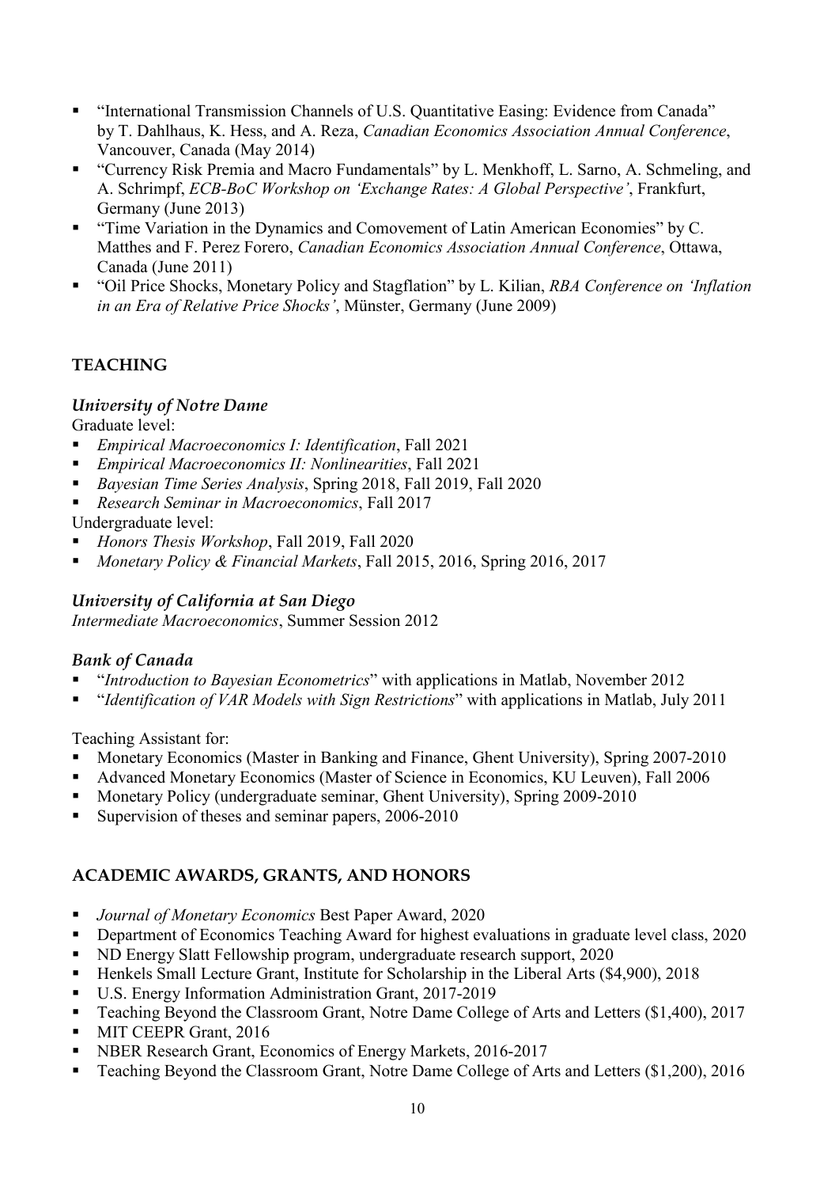- "International Transmission Channels of U.S. Quantitative Easing: Evidence from Canada" by T. Dahlhaus, K. Hess, and A. Reza, *Canadian Economics Association Annual Conference*, Vancouver, Canada (May 2014)
- "Currency Risk Premia and Macro Fundamentals" by L. Menkhoff, L. Sarno, A. Schmeling, and A. Schrimpf, *ECB-BoC Workshop on 'Exchange Rates: A Global Perspective'*, Frankfurt, Germany (June 2013)
- "Time Variation in the Dynamics and Comovement of Latin American Economies" by C. Matthes and F. Perez Forero, *Canadian Economics Association Annual Conference*, Ottawa, Canada (June 2011)
- "Oil Price Shocks, Monetary Policy and Stagflation" by L. Kilian, *RBA Conference on 'Inflation in an Era of Relative Price Shocks'*, Münster, Germany (June 2009)

## TEACHING

### *University of Notre Dame*

Graduate level:

- *Empirical Macroeconomics I: Identification*, Fall 2021
- *Empirical Macroeconomics II: Nonlinearities*, Fall 2021
- *Bayesian Time Series Analysis*, Spring 2018, Fall 2019, Fall 2020
- *Research Seminar in Macroeconomics*, Fall 2017

Undergraduate level:

- *Honors Thesis Workshop*, Fall 2019, Fall 2020
- *Monetary Policy & Financial Markets*, Fall 2015, 2016, Spring 2016, 2017

### *University of California at San Diego*

*Intermediate Macroeconomics*, Summer Session 2012

### *Bank of Canada*

- "*Introduction to Bayesian Econometrics*" with applications in Matlab, November 2012
- "*Identification of VAR Models with Sign Restrictions*" with applications in Matlab, July 2011

Teaching Assistant for:

- Monetary Economics (Master in Banking and Finance, Ghent University), Spring 2007-2010
- Advanced Monetary Economics (Master of Science in Economics, KU Leuven), Fall 2006
- Monetary Policy (undergraduate seminar, Ghent University), Spring 2009-2010
- Supervision of theses and seminar papers, 2006-2010

## ACADEMIC AWARDS, GRANTS, AND HONORS

- *Journal of Monetary Economics* Best Paper Award, 2020
- Department of Economics Teaching Award for highest evaluations in graduate level class, 2020
- ND Energy Slatt Fellowship program, undergraduate research support, 2020
- Henkels Small Lecture Grant, Institute for Scholarship in the Liberal Arts ($4,900), 2018
- U.S. Energy Information Administration Grant, 2017-2019
- Teaching Beyond the Classroom Grant, Notre Dame College of Arts and Letters ($1,400), 2017
- MIT CEEPR Grant, 2016
- NBER Research Grant, Economics of Energy Markets, 2016-2017
- Teaching Beyond the Classroom Grant, Notre Dame College of Arts and Letters ($1,200), 2016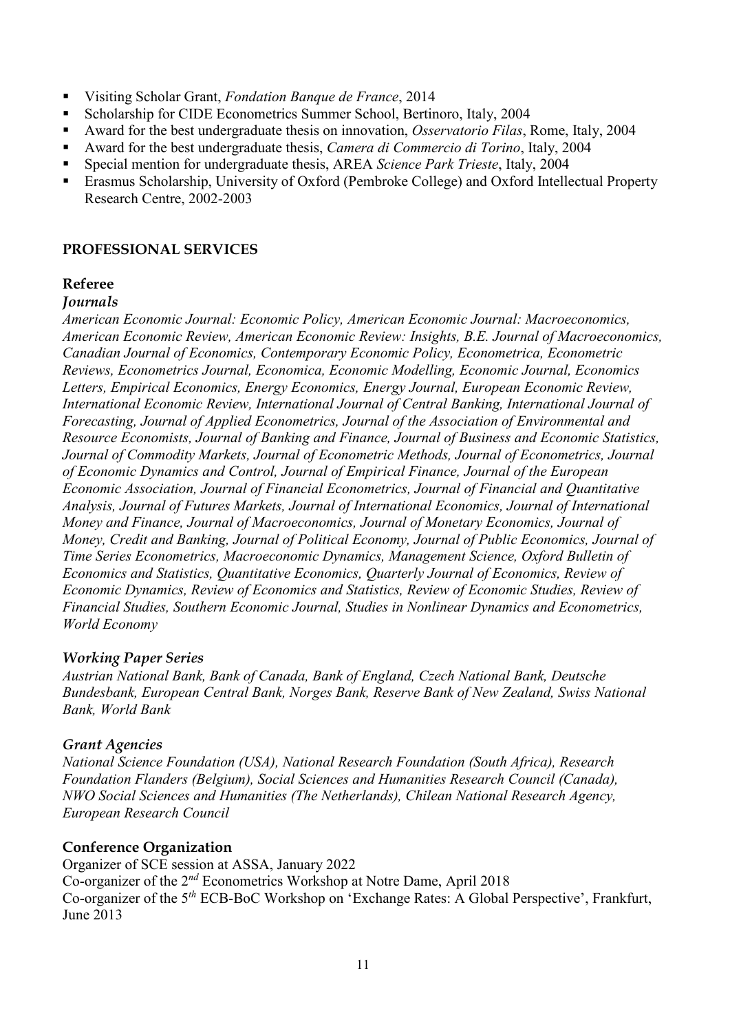- Visiting Scholar Grant, *Fondation Banque de France*, 2014
- Scholarship for CIDE Econometrics Summer School, Bertinoro, Italy, 2004
- Award for the best undergraduate thesis on innovation, *Osservatorio Filas*, Rome, Italy, 2004
- Award for the best undergraduate thesis, *Camera di Commercio di Torino*, Italy, 2004
- Special mention for undergraduate thesis, AREA *Science Park Trieste*, Italy, 2004
- Erasmus Scholarship, University of Oxford (Pembroke College) and Oxford Intellectual Property Research Centre, 2002-2003

## PROFESSIONAL SERVICES

### Referee

#### *Journals*

*American Economic Journal: Economic Policy, American Economic Journal: Macroeconomics, American Economic Review, American Economic Review: Insights, B.E. Journal of Macroeconomics, Canadian Journal of Economics, Contemporary Economic Policy, Econometrica, Econometric Reviews, Econometrics Journal, Economica, Economic Modelling, Economic Journal, Economics Letters, Empirical Economics, Energy Economics, Energy Journal, European Economic Review, International Economic Review, International Journal of Central Banking, International Journal of Forecasting, Journal of Applied Econometrics, Journal of the Association of Environmental and Resource Economists, Journal of Banking and Finance, Journal of Business and Economic Statistics, Journal of Commodity Markets, Journal of Econometric Methods, Journal of Econometrics, Journal of Economic Dynamics and Control, Journal of Empirical Finance, Journal of the European Economic Association, Journal of Financial Econometrics, Journal of Financial and Quantitative Analysis, Journal of Futures Markets, Journal of International Economics, Journal of International Money and Finance, Journal of Macroeconomics, Journal of Monetary Economics, Journal of Money, Credit and Banking, Journal of Political Economy, Journal of Public Economics, Journal of Time Series Econometrics, Macroeconomic Dynamics, Management Science, Oxford Bulletin of Economics and Statistics, Quantitative Economics, Quarterly Journal of Economics, Review of Economic Dynamics, Review of Economics and Statistics, Review of Economic Studies, Review of Financial Studies, Southern Economic Journal, Studies in Nonlinear Dynamics and Econometrics, World Economy*

#### *Working Paper Series*

*Austrian National Bank, Bank of Canada, Bank of England, Czech National Bank, Deutsche Bundesbank, European Central Bank, Norges Bank, Reserve Bank of New Zealand, Swiss National Bank, World Bank*

#### *Grant Agencies*

*National Science Foundation (USA), National Research Foundation (South Africa), Research Foundation Flanders (Belgium), Social Sciences and Humanities Research Council (Canada), NWO Social Sciences and Humanities (The Netherlands), Chilean National Research Agency, European Research Council*

### Conference Organization

Organizer of SCE session at ASSA, January 2022
Co-organizer of the 2nd Econometrics Workshop at Notre Dame, April 2018
Co-organizer of the 5th ECB-BoC Workshop on 'Exchange Rates: A Global Perspective', Frankfurt, June 2013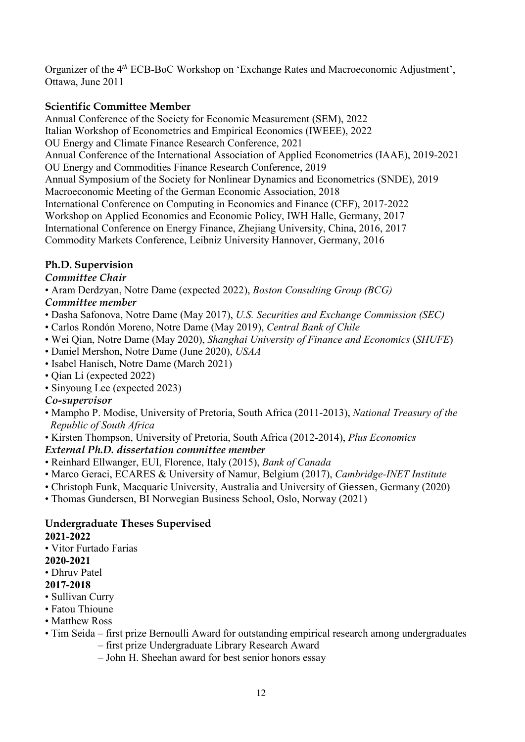Organizer of the 4$^{th}$ ECB-BoC Workshop on 'Exchange Rates and Macroeconomic Adjustment', Ottawa, June 2011

### Scientific Committee Member

Annual Conference of the Society for Economic Measurement (SEM), 2022
Italian Workshop of Econometrics and Empirical Economics (IWEEE), 2022
OU Energy and Climate Finance Research Conference, 2021
Annual Conference of the International Association of Applied Econometrics (IAAE), 2019-2021
OU Energy and Commodities Finance Research Conference, 2019
Annual Symposium of the Society for Nonlinear Dynamics and Econometrics (SNDE), 2019
Macroeconomic Meeting of the German Economic Association, 2018
International Conference on Computing in Economics and Finance (CEF), 2017-2022
Workshop on Applied Economics and Economic Policy, IWH Halle, Germany, 2017
International Conference on Energy Finance, Zhejiang University, China, 2016, 2017
Commodity Markets Conference, Leibniz University Hannover, Germany, 2016

### Ph.D. Supervision

***Committee Chair***

- Aram Derdzyan, Notre Dame (expected 2022), *Boston Consulting Group (BCG)*

***Committee member***

- Dasha Safonova, Notre Dame (May 2017), *U.S. Securities and Exchange Commission (SEC)*
- Carlos Rondón Moreno, Notre Dame (May 2019), *Central Bank of Chile*
- Wei Qian, Notre Dame (May 2020), *Shanghai University of Finance and Economics* (*SHUFE*)
- Daniel Mershon, Notre Dame (June 2020), *USAA*
- Isabel Hanisch, Notre Dame (March 2021)
- Qian Li (expected 2022)
- Sinyoung Lee (expected 2023)

***Co-supervisor***

- Mampho P. Modise, University of Pretoria, South Africa (2011-2013), *National Treasury of the Republic of South Africa*
- Kirsten Thompson, University of Pretoria, South Africa (2012-2014), *Plus Economics*

***External Ph.D. dissertation committee member***

- Reinhard Ellwanger, EUI, Florence, Italy (2015), *Bank of Canada*
- Marco Geraci, ECARES & University of Namur, Belgium (2017), *Cambridge-INET Institute*
- Christoph Funk, Macquarie University, Australia and University of Giessen, Germany (2020)
- Thomas Gundersen, BI Norwegian Business School, Oslo, Norway (2021)

### Undergraduate Theses Supervised

**2021-2022**

- Vitor Furtado Farias

**2020-2021**

- Dhruv Patel

**2017-2018**

- Sullivan Curry
- Fatou Thioune
- Matthew Ross
- Tim Seida – first prize Bernoulli Award for outstanding empirical research among undergraduates
  – first prize Undergraduate Library Research Award
  – John H. Sheehan award for best senior honors essay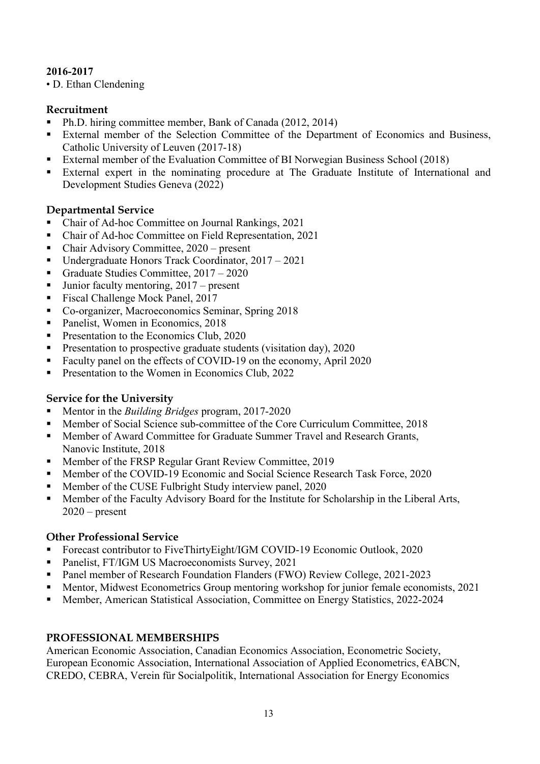**2016-2017**

• D. Ethan Clendening

### Recruitment

- Ph.D. hiring committee member, Bank of Canada (2012, 2014)
- External member of the Selection Committee of the Department of Economics and Business, Catholic University of Leuven (2017-18)
- External member of the Evaluation Committee of BI Norwegian Business School (2018)
- External expert in the nominating procedure at The Graduate Institute of International and Development Studies Geneva (2022)

### Departmental Service

- Chair of Ad-hoc Committee on Journal Rankings, 2021
- Chair of Ad-hoc Committee on Field Representation, 2021
- Chair Advisory Committee, 2020 – present
- Undergraduate Honors Track Coordinator, 2017 – 2021
- Graduate Studies Committee, 2017 – 2020
- Junior faculty mentoring, 2017 – present
- Fiscal Challenge Mock Panel, 2017
- Co-organizer, Macroeconomics Seminar, Spring 2018
- Panelist, Women in Economics, 2018
- Presentation to the Economics Club, 2020
- Presentation to prospective graduate students (visitation day), 2020
- Faculty panel on the effects of COVID-19 on the economy, April 2020
- Presentation to the Women in Economics Club, 2022

### Service for the University

- Mentor in the *Building Bridges* program, 2017-2020
- Member of Social Science sub-committee of the Core Curriculum Committee, 2018
- Member of Award Committee for Graduate Summer Travel and Research Grants, Nanovic Institute, 2018
- Member of the FRSP Regular Grant Review Committee, 2019
- Member of the COVID-19 Economic and Social Science Research Task Force, 2020
- Member of the CUSE Fulbright Study interview panel, 2020
- Member of the Faculty Advisory Board for the Institute for Scholarship in the Liberal Arts, 2020 – present

### Other Professional Service

- Forecast contributor to FiveThirtyEight/IGM COVID-19 Economic Outlook, 2020
- Panelist, FT/IGM US Macroeconomists Survey, 2021
- Panel member of Research Foundation Flanders (FWO) Review College, 2021-2023
- Mentor, Midwest Econometrics Group mentoring workshop for junior female economists, 2021
- Member, American Statistical Association, Committee on Energy Statistics, 2022-2024

## PROFESSIONAL MEMBERSHIPS

American Economic Association, Canadian Economics Association, Econometric Society, European Economic Association, International Association of Applied Econometrics, €ABCN, CREDO, CEBRA, Verein für Socialpolitik, International Association for Energy Economics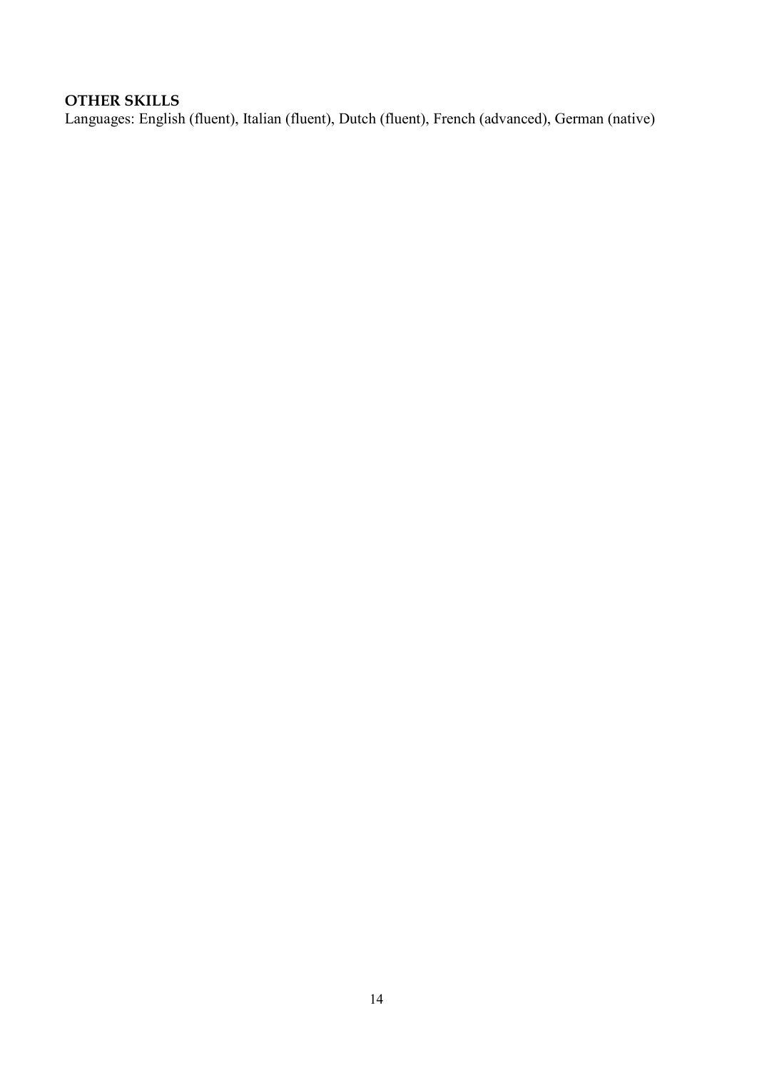**OTHER SKILLS**

Languages: English (fluent), Italian (fluent), Dutch (fluent), French (advanced), German (native)